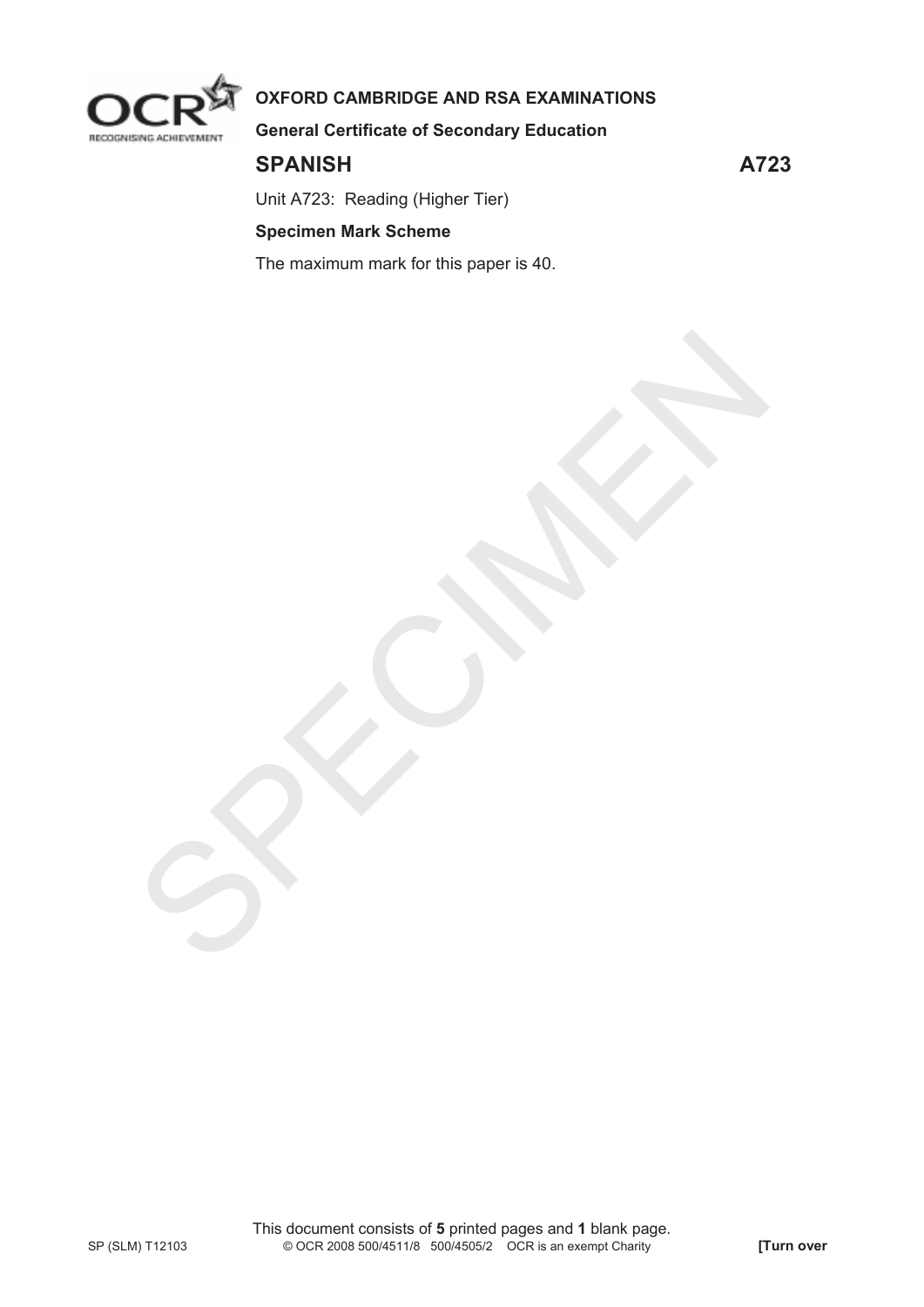**OXFORD CAMBRIDGE AND RSA EXAMINATIONS**

**General Certificate of Secondary Education**

# SPANISH A723

Unit A723: Reading (Higher Tier)

**Specimen Mark Scheme**

The maximum mark for this paper is 40.

This document consists of **5** printed pages and **1** blank page.

SP (SLM) T12103 © OCR 2008 500/4511/8 500/4505/2 OCR is an exempt Charity **[Turn over**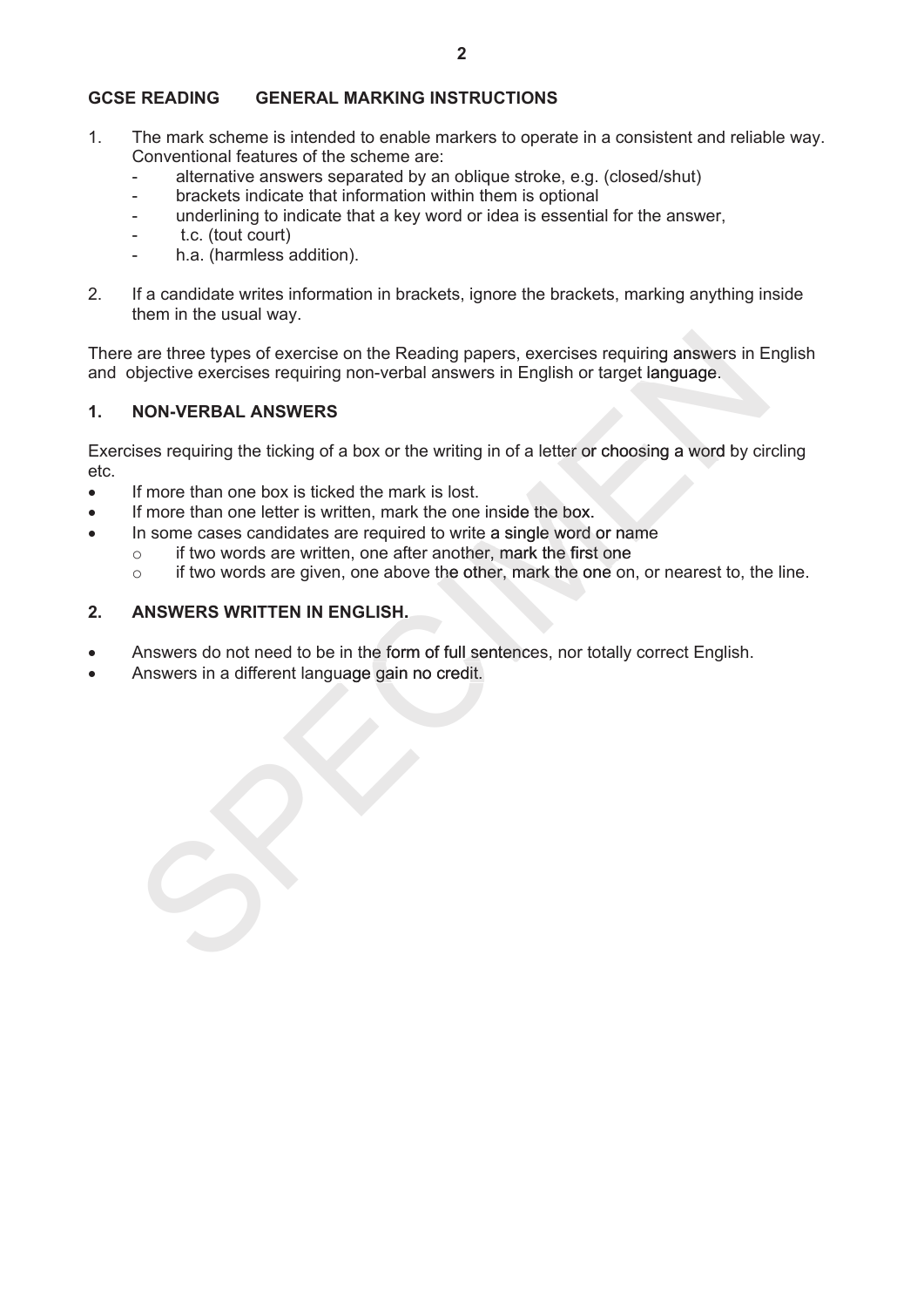## GCSE READING GENERAL MARKING INSTRUCTIONS

1. The mark scheme is intended to enable markers to operate in a consistent and reliable way. Conventional features of the scheme are:
   - alternative answers separated by an oblique stroke, e.g. (closed/shut)
   - brackets indicate that information within them is optional
   - underlining to indicate that a key word or idea is essential for the answer,
   - t.c. (tout court)
   - h.a. (harmless addition).

2. If a candidate writes information in brackets, ignore the brackets, marking anything inside them in the usual way.

There are three types of exercise on the Reading papers, exercises requiring answers in English and objective exercises requiring non-verbal answers in English or target language.

### 1. NON-VERBAL ANSWERS

Exercises requiring the ticking of a box or the writing in of a letter or choosing a word by circling etc.

- If more than one box is ticked the mark is lost.
- If more than one letter is written, mark the one inside the box.
- In some cases candidates are required to write a single word or name
  - if two words are written, one after another, mark the first one
  - if two words are given, one above the other, mark the one on, or nearest to, the line.

### 2. ANSWERS WRITTEN IN ENGLISH.

- Answers do not need to be in the form of full sentences, nor totally correct English.
- Answers in a different language gain no credit.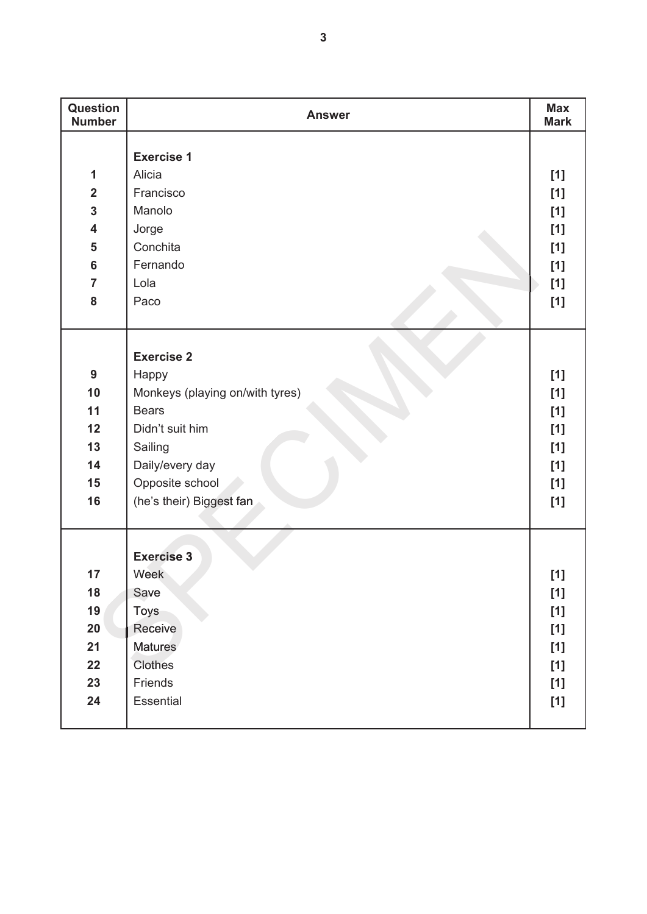| Question Number | Answer | Max Mark |
| --- | --- | --- |
| | **Exercise 1** | |
| 1 | Alicia | [1] |
| 2 | Francisco | [1] |
| 3 | Manolo | [1] |
| 4 | Jorge | [1] |
| 5 | Conchita | [1] |
| 6 | Fernando | [1] |
| 7 | Lola | [1] |
| 8 | Paco | [1] |
| | **Exercise 2** | |
| 9 | Happy | [1] |
| 10 | Monkeys (playing on/with tyres) | [1] |
| 11 | Bears | [1] |
| 12 | Didn't suit him | [1] |
| 13 | Sailing | [1] |
| 14 | Daily/every day | [1] |
| 15 | Opposite school | [1] |
| 16 | (he's their) Biggest fan | [1] |
| | **Exercise 3** | |
| 17 | Week | [1] |
| 18 | Save | [1] |
| 19 | Toys | [1] |
| 20 | Receive | [1] |
| 21 | Matures | [1] |
| 22 | Clothes | [1] |
| 23 | Friends | [1] |
| 24 | Essential | [1] |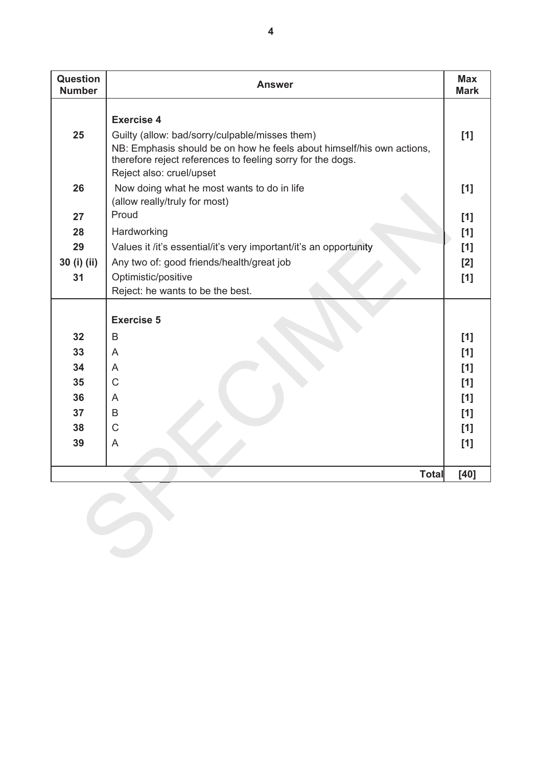| Question Number | Answer | Max Mark |
|---|---|---|
| | **Exercise 4** | |
| 25 | Guilty (allow: bad/sorry/culpable/misses them)<br>NB: Emphasis should be on how he feels about himself/his own actions, therefore reject references to feeling sorry for the dogs.<br>Reject also: cruel/upset | [1] |
| 26 | Now doing what he most wants to do in life<br>(allow really/truly for most) | [1] |
| 27 | Proud | [1] |
| 28 | Hardworking | [1] |
| 29 | Values it /it's essential/it's very important/it's an opportunity | [1] |
| 30 (i) (ii) | Any two of: good friends/health/great job | [2] |
| 31 | Optimistic/positive<br>Reject: he wants to be the best. | [1] |
| | **Exercise 5** | |
| 32 | B | [1] |
| 33 | A | [1] |
| 34 | A | [1] |
| 35 | C | [1] |
| 36 | A | [1] |
| 37 | B | [1] |
| 38 | C | [1] |
| 39 | A | [1] |
| | **Total** | **[40]** |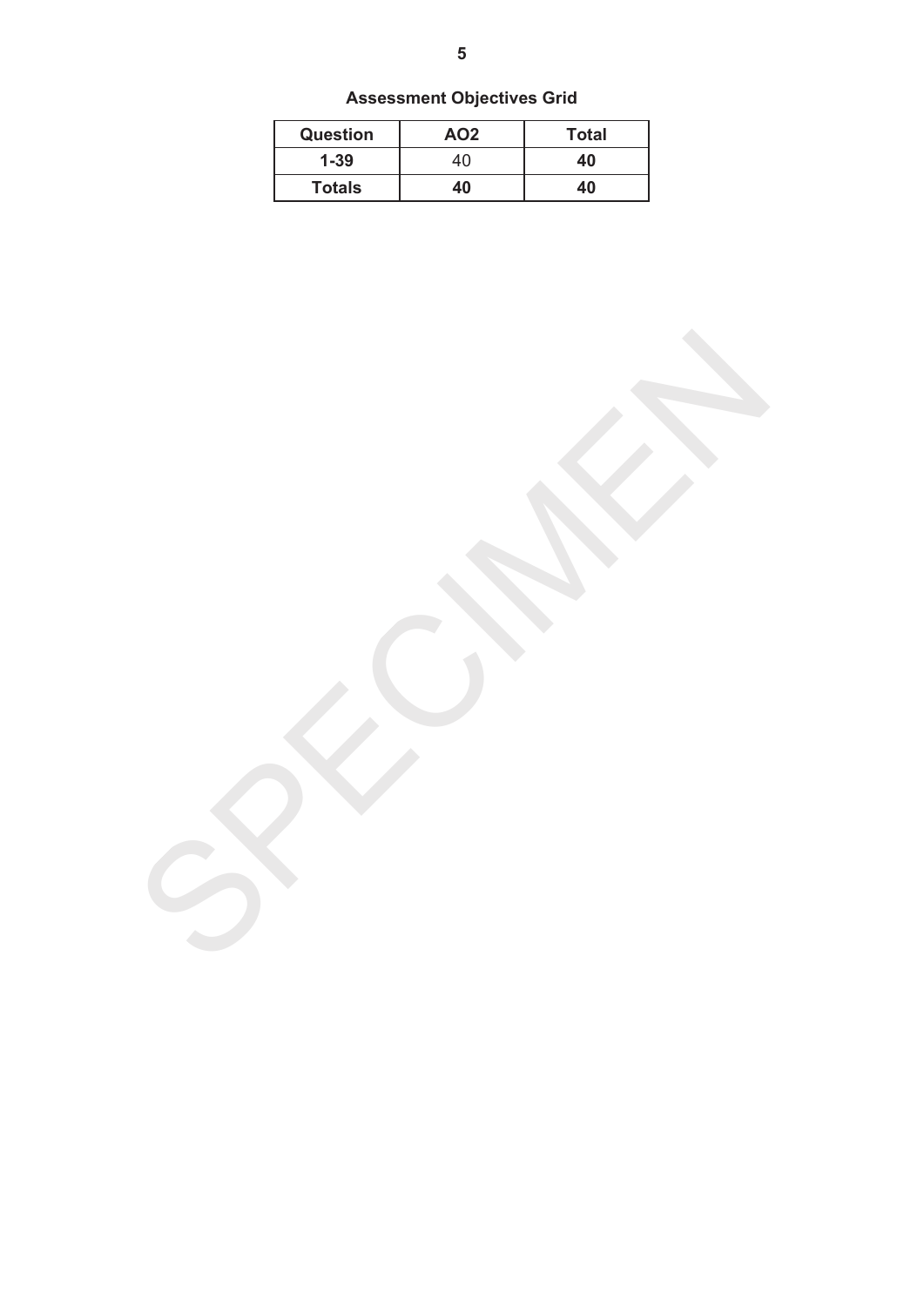## Assessment Objectives Grid

| Question | AO2 | Total |
|---|---|---|
| **1-39** | 40 | **40** |
| **Totals** | **40** | **40** |